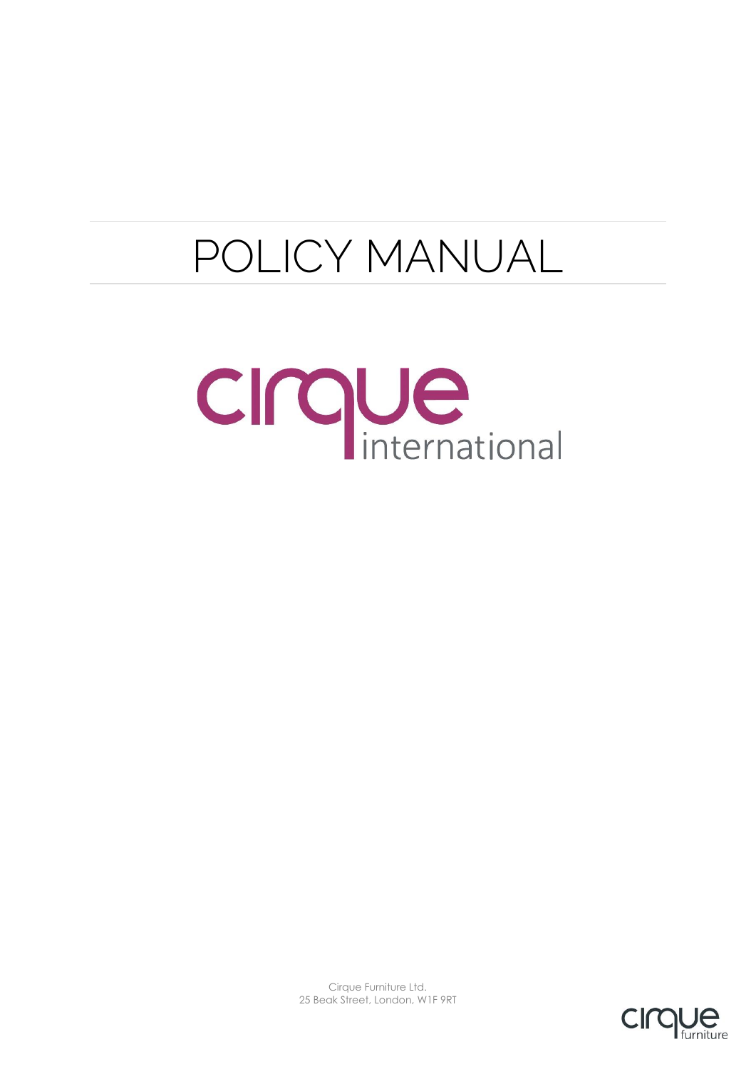# POLICY MANUAL

cirque international

Cirque Furniture Ltd.
25 Beak Street, London, W1F 9RT

cirque furniture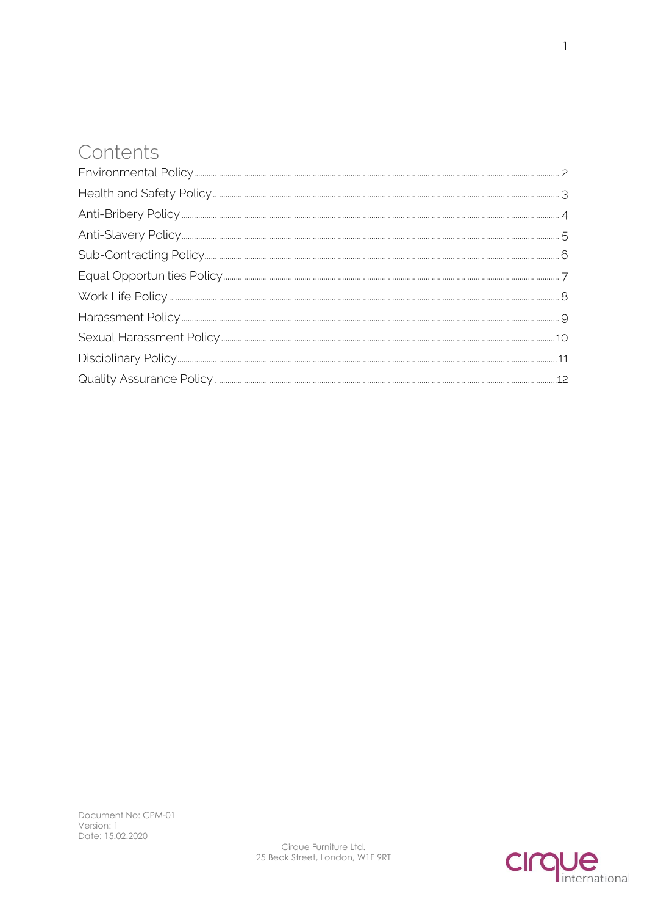# Contents

| | |
|---|---|
| Environmental Policy | 2 |
| Health and Safety Policy | 3 |
| Anti-Bribery Policy | 4 |
| Anti-Slavery Policy | 5 |
| Sub-Contracting Policy | 6 |
| Equal Opportunities Policy | 7 |
| Work Life Policy | 8 |
| Harassment Policy | 9 |
| Sexual Harassment Policy | 10 |
| Disciplinary Policy | 11 |
| Quality Assurance Policy | 12 |

Document No: CPM-01
Version: 1
Date: 15.02.2020

Cirque Furniture Ltd.
25 Beak Street, London, W1F 9RT

cirque international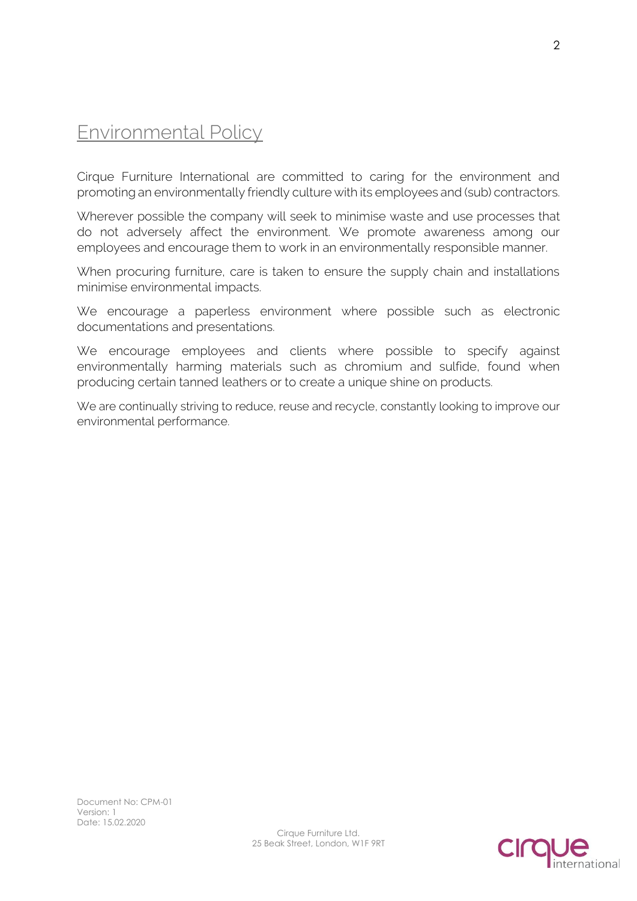# Environmental Policy

Cirque Furniture International are committed to caring for the environment and promoting an environmentally friendly culture with its employees and (sub) contractors.

Wherever possible the company will seek to minimise waste and use processes that do not adversely affect the environment. We promote awareness among our employees and encourage them to work in an environmentally responsible manner.

When procuring furniture, care is taken to ensure the supply chain and installations minimise environmental impacts.

We encourage a paperless environment where possible such as electronic documentations and presentations.

We encourage employees and clients where possible to specify against environmentally harming materials such as chromium and sulfide, found when producing certain tanned leathers or to create a unique shine on products.

We are continually striving to reduce, reuse and recycle, constantly looking to improve our environmental performance.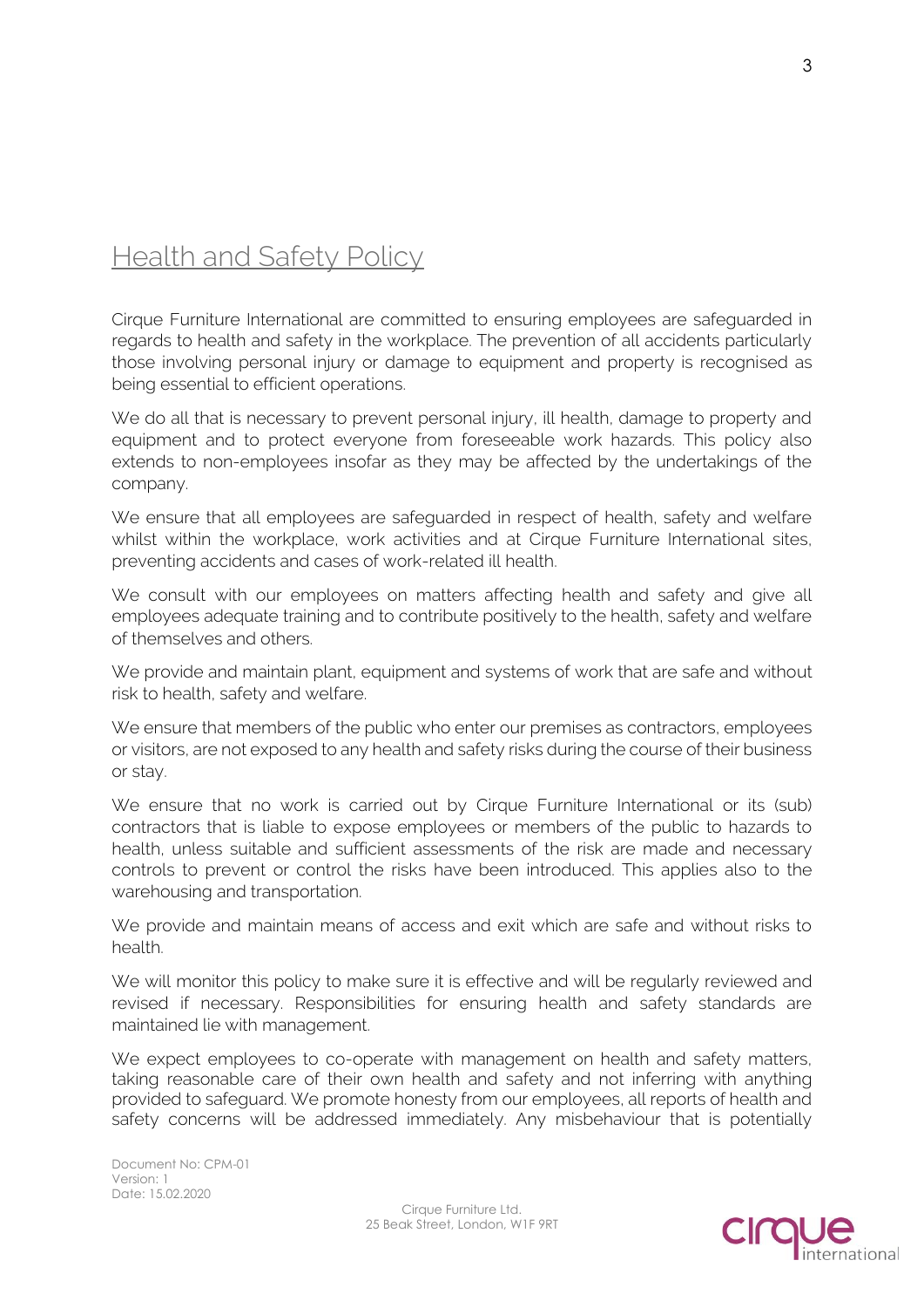# Health and Safety Policy

Cirque Furniture International are committed to ensuring employees are safeguarded in regards to health and safety in the workplace. The prevention of all accidents particularly those involving personal injury or damage to equipment and property is recognised as being essential to efficient operations.

We do all that is necessary to prevent personal injury, ill health, damage to property and equipment and to protect everyone from foreseeable work hazards. This policy also extends to non-employees insofar as they may be affected by the undertakings of the company.

We ensure that all employees are safeguarded in respect of health, safety and welfare whilst within the workplace, work activities and at Cirque Furniture International sites, preventing accidents and cases of work-related ill health.

We consult with our employees on matters affecting health and safety and give all employees adequate training and to contribute positively to the health, safety and welfare of themselves and others.

We provide and maintain plant, equipment and systems of work that are safe and without risk to health, safety and welfare.

We ensure that members of the public who enter our premises as contractors, employees or visitors, are not exposed to any health and safety risks during the course of their business or stay.

We ensure that no work is carried out by Cirque Furniture International or its (sub) contractors that is liable to expose employees or members of the public to hazards to health, unless suitable and sufficient assessments of the risk are made and necessary controls to prevent or control the risks have been introduced. This applies also to the warehousing and transportation.

We provide and maintain means of access and exit which are safe and without risks to health.

We will monitor this policy to make sure it is effective and will be regularly reviewed and revised if necessary. Responsibilities for ensuring health and safety standards are maintained lie with management.

We expect employees to co-operate with management on health and safety matters, taking reasonable care of their own health and safety and not inferring with anything provided to safeguard. We promote honesty from our employees, all reports of health and safety concerns will be addressed immediately. Any misbehaviour that is potentially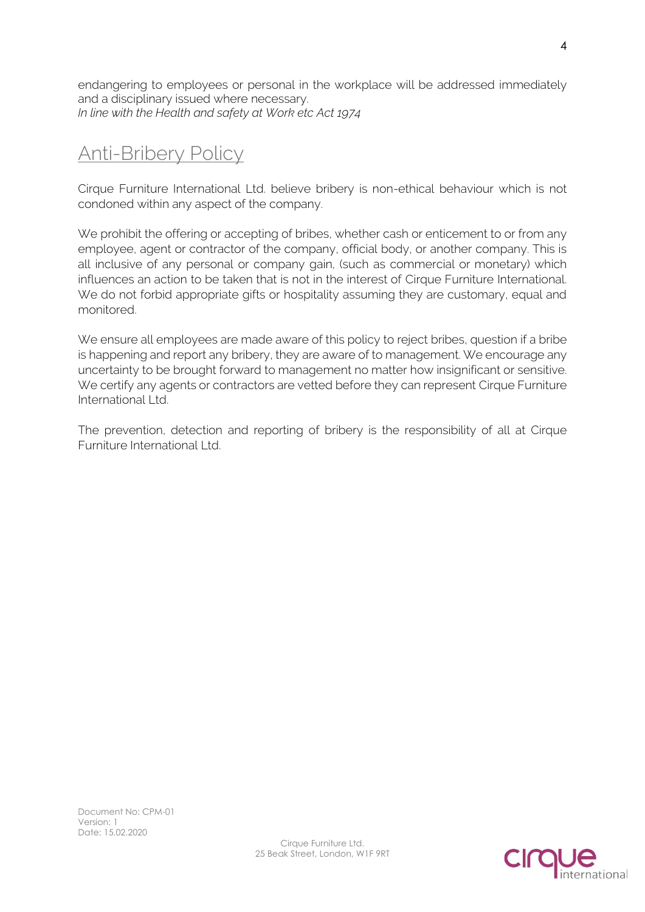endangering to employees or personal in the workplace will be addressed immediately and a disciplinary issued where necessary.
*In line with the Health and safety at Work etc Act 1974*

## Anti-Bribery Policy

Cirque Furniture International Ltd. believe bribery is non-ethical behaviour which is not condoned within any aspect of the company.

We prohibit the offering or accepting of bribes, whether cash or enticement to or from any employee, agent or contractor of the company, official body, or another company. This is all inclusive of any personal or company gain, (such as commercial or monetary) which influences an action to be taken that is not in the interest of Cirque Furniture International. We do not forbid appropriate gifts or hospitality assuming they are customary, equal and monitored.

We ensure all employees are made aware of this policy to reject bribes, question if a bribe is happening and report any bribery, they are aware of to management. We encourage any uncertainty to be brought forward to management no matter how insignificant or sensitive. We certify any agents or contractors are vetted before they can represent Cirque Furniture International Ltd.

The prevention, detection and reporting of bribery is the responsibility of all at Cirque Furniture International Ltd.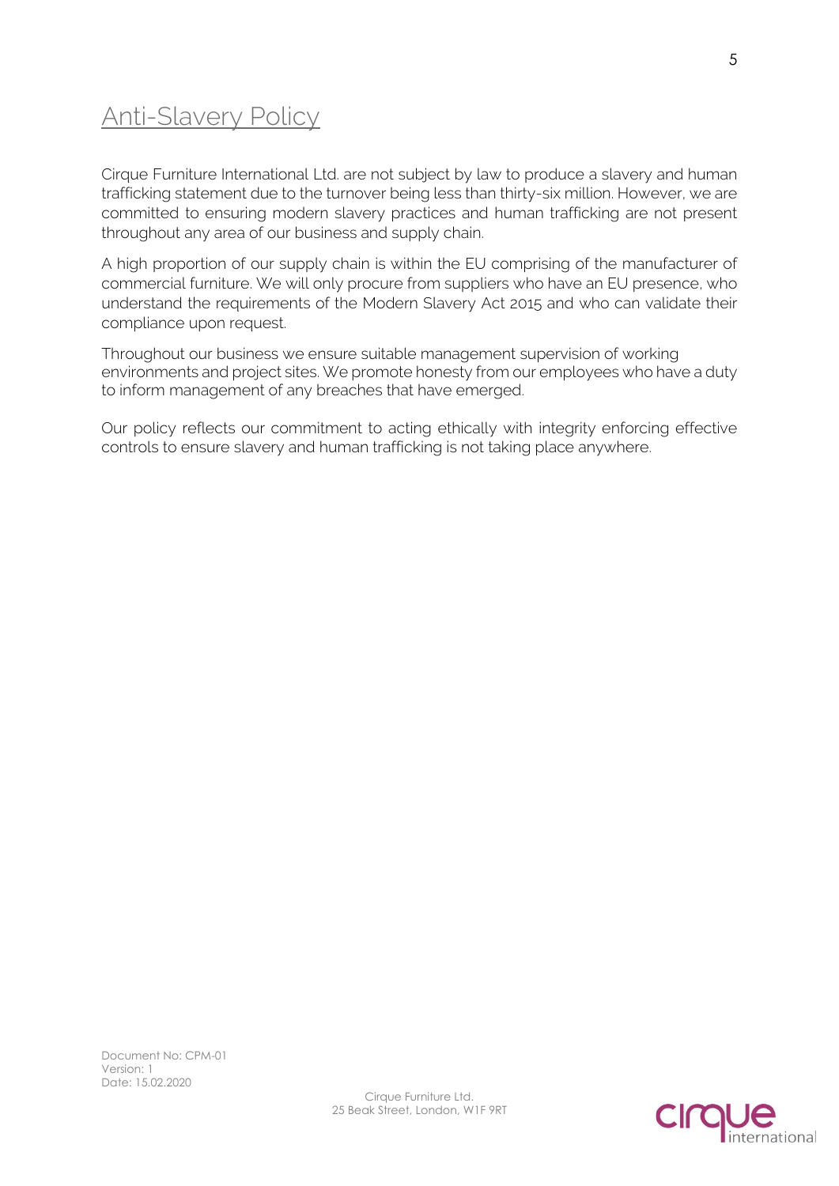## Anti-Slavery Policy

Cirque Furniture International Ltd. are not subject by law to produce a slavery and human trafficking statement due to the turnover being less than thirty-six million. However, we are committed to ensuring modern slavery practices and human trafficking are not present throughout any area of our business and supply chain.

A high proportion of our supply chain is within the EU comprising of the manufacturer of commercial furniture. We will only procure from suppliers who have an EU presence, who understand the requirements of the Modern Slavery Act 2015 and who can validate their compliance upon request.

Throughout our business we ensure suitable management supervision of working environments and project sites. We promote honesty from our employees who have a duty to inform management of any breaches that have emerged.

Our policy reflects our commitment to acting ethically with integrity enforcing effective controls to ensure slavery and human trafficking is not taking place anywhere.

Document No: CPM-01
Version: 1
Date: 15.02.2020

Cirque Furniture Ltd.
25 Beak Street, London, W1F 9RT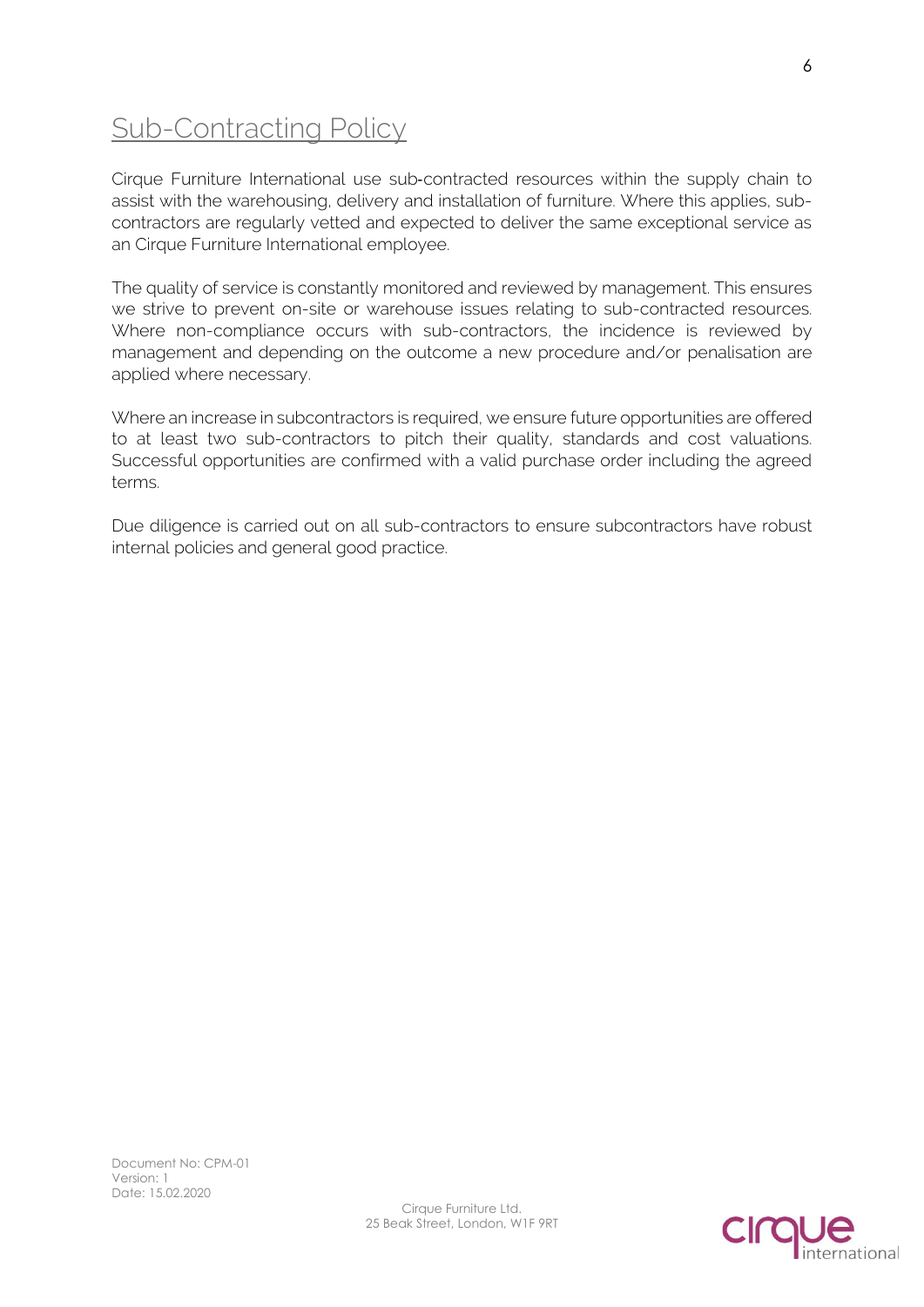# Sub-Contracting Policy

Cirque Furniture International use sub-contracted resources within the supply chain to assist with the warehousing, delivery and installation of furniture. Where this applies, sub-contractors are regularly vetted and expected to deliver the same exceptional service as an Cirque Furniture International employee.

The quality of service is constantly monitored and reviewed by management. This ensures we strive to prevent on-site or warehouse issues relating to sub-contracted resources. Where non-compliance occurs with sub-contractors, the incidence is reviewed by management and depending on the outcome a new procedure and/or penalisation are applied where necessary.

Where an increase in subcontractors is required, we ensure future opportunities are offered to at least two sub-contractors to pitch their quality, standards and cost valuations. Successful opportunities are confirmed with a valid purchase order including the agreed terms.

Due diligence is carried out on all sub-contractors to ensure subcontractors have robust internal policies and general good practice.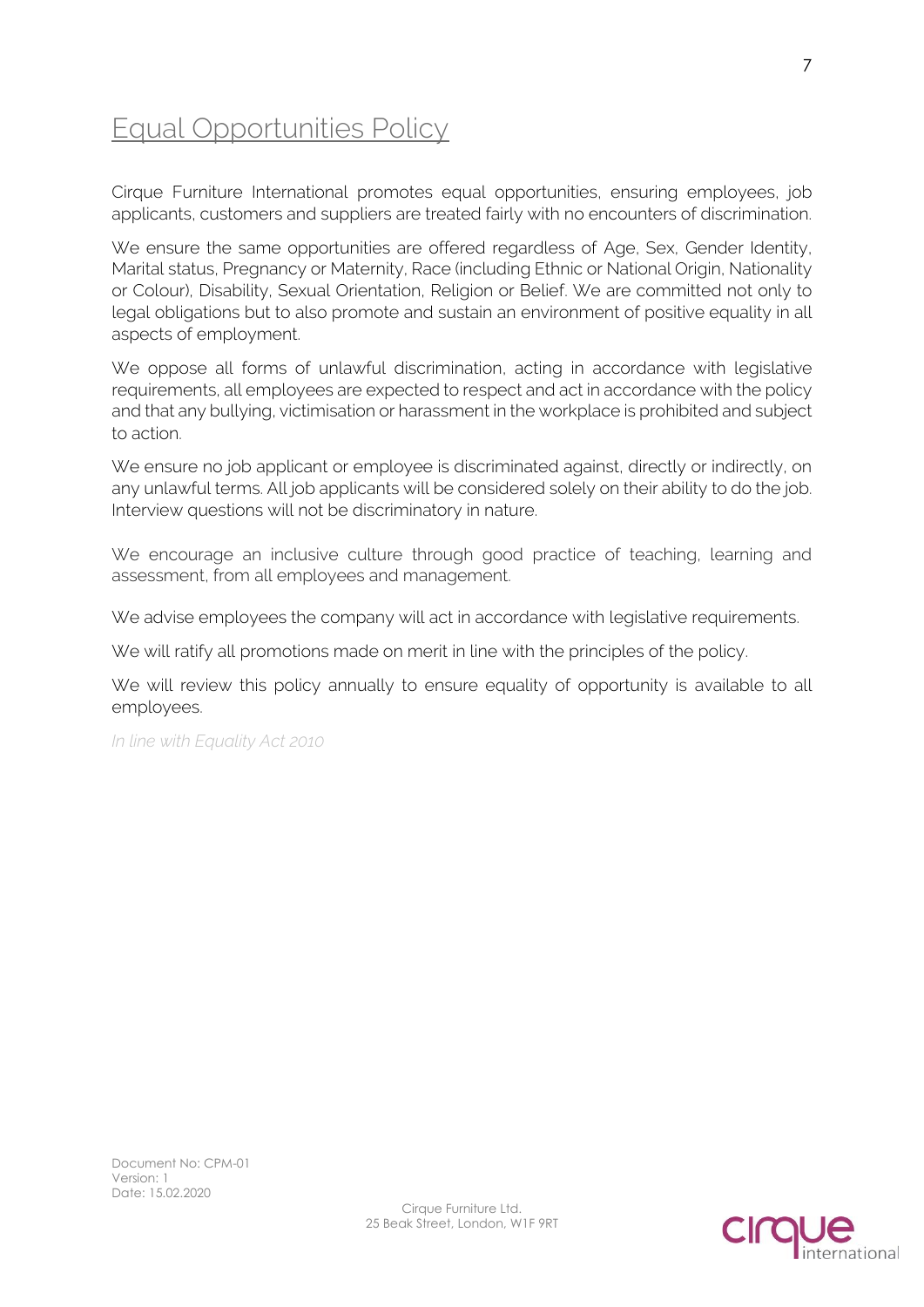# Equal Opportunities Policy

Cirque Furniture International promotes equal opportunities, ensuring employees, job applicants, customers and suppliers are treated fairly with no encounters of discrimination.

We ensure the same opportunities are offered regardless of Age, Sex, Gender Identity, Marital status, Pregnancy or Maternity, Race (including Ethnic or National Origin, Nationality or Colour), Disability, Sexual Orientation, Religion or Belief. We are committed not only to legal obligations but to also promote and sustain an environment of positive equality in all aspects of employment.

We oppose all forms of unlawful discrimination, acting in accordance with legislative requirements, all employees are expected to respect and act in accordance with the policy and that any bullying, victimisation or harassment in the workplace is prohibited and subject to action.

We ensure no job applicant or employee is discriminated against, directly or indirectly, on any unlawful terms. All job applicants will be considered solely on their ability to do the job. Interview questions will not be discriminatory in nature.

We encourage an inclusive culture through good practice of teaching, learning and assessment, from all employees and management.

We advise employees the company will act in accordance with legislative requirements.

We will ratify all promotions made on merit in line with the principles of the policy.

We will review this policy annually to ensure equality of opportunity is available to all employees.

*In line with Equality Act 2010*

Document No: CPM-01
Version: 1
Date: 15.02.2020

Cirque Furniture Ltd.
25 Beak Street, London, W1F 9RT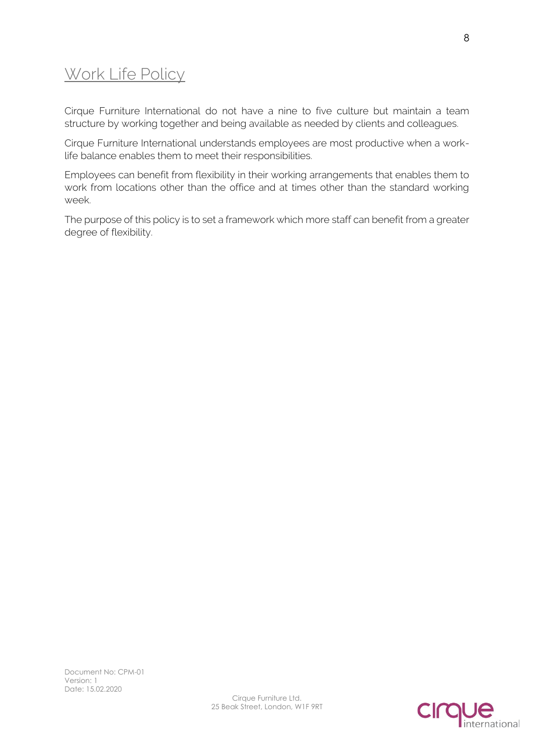## Work Life Policy

Cirque Furniture International do not have a nine to five culture but maintain a team structure by working together and being available as needed by clients and colleagues.

Cirque Furniture International understands employees are most productive when a work-life balance enables them to meet their responsibilities.

Employees can benefit from flexibility in their working arrangements that enables them to work from locations other than the office and at times other than the standard working week.

The purpose of this policy is to set a framework which more staff can benefit from a greater degree of flexibility.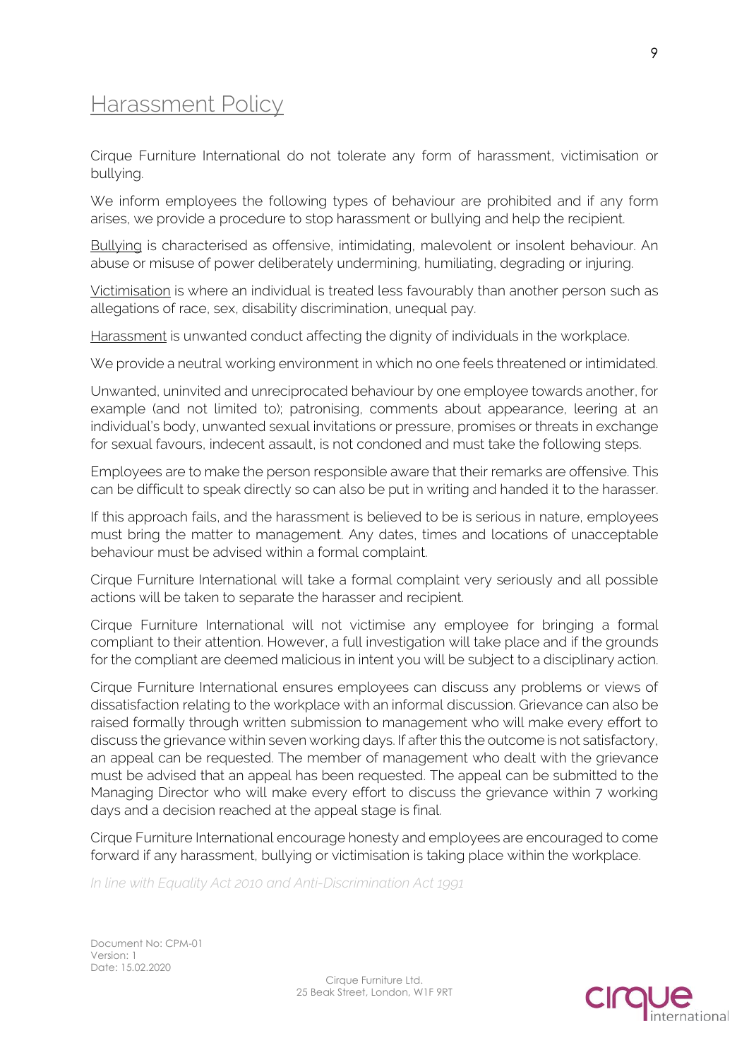# Harassment Policy

Cirque Furniture International do not tolerate any form of harassment, victimisation or bullying.

We inform employees the following types of behaviour are prohibited and if any form arises, we provide a procedure to stop harassment or bullying and help the recipient.

Bullying is characterised as offensive, intimidating, malevolent or insolent behaviour. An abuse or misuse of power deliberately undermining, humiliating, degrading or injuring.

Victimisation is where an individual is treated less favourably than another person such as allegations of race, sex, disability discrimination, unequal pay.

Harassment is unwanted conduct affecting the dignity of individuals in the workplace.

We provide a neutral working environment in which no one feels threatened or intimidated.

Unwanted, uninvited and unreciprocated behaviour by one employee towards another, for example (and not limited to); patronising, comments about appearance, leering at an individual's body, unwanted sexual invitations or pressure, promises or threats in exchange for sexual favours, indecent assault, is not condoned and must take the following steps.

Employees are to make the person responsible aware that their remarks are offensive. This can be difficult to speak directly so can also be put in writing and handed it to the harasser.

If this approach fails, and the harassment is believed to be is serious in nature, employees must bring the matter to management. Any dates, times and locations of unacceptable behaviour must be advised within a formal complaint.

Cirque Furniture International will take a formal complaint very seriously and all possible actions will be taken to separate the harasser and recipient.

Cirque Furniture International will not victimise any employee for bringing a formal compliant to their attention. However, a full investigation will take place and if the grounds for the compliant are deemed malicious in intent you will be subject to a disciplinary action.

Cirque Furniture International ensures employees can discuss any problems or views of dissatisfaction relating to the workplace with an informal discussion. Grievance can also be raised formally through written submission to management who will make every effort to discuss the grievance within seven working days. If after this the outcome is not satisfactory, an appeal can be requested. The member of management who dealt with the grievance must be advised that an appeal has been requested. The appeal can be submitted to the Managing Director who will make every effort to discuss the grievance within 7 working days and a decision reached at the appeal stage is final.

Cirque Furniture International encourage honesty and employees are encouraged to come forward if any harassment, bullying or victimisation is taking place within the workplace.

*In line with Equality Act 2010 and Anti-Discrimination Act 1991*

Document No: CPM-01
Version: 1
Date: 15.02.2020

Cirque Furniture Ltd.
25 Beak Street, London, W1F 9RT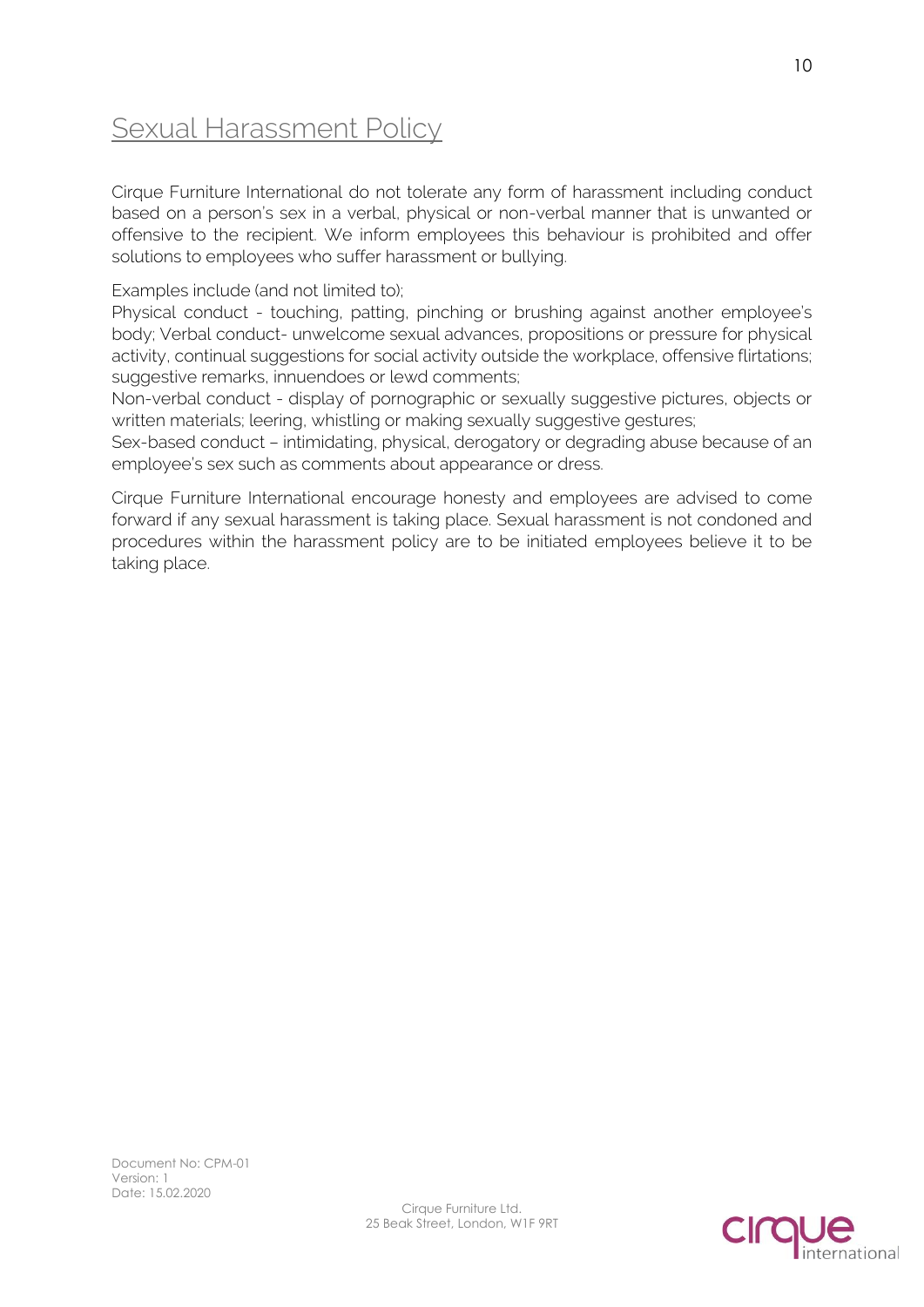# Sexual Harassment Policy

Cirque Furniture International do not tolerate any form of harassment including conduct based on a person's sex in a verbal, physical or non-verbal manner that is unwanted or offensive to the recipient. We inform employees this behaviour is prohibited and offer solutions to employees who suffer harassment or bullying.

Examples include (and not limited to);
Physical conduct - touching, patting, pinching or brushing against another employee's body; Verbal conduct- unwelcome sexual advances, propositions or pressure for physical activity, continual suggestions for social activity outside the workplace, offensive flirtations; suggestive remarks, innuendoes or lewd comments;
Non-verbal conduct - display of pornographic or sexually suggestive pictures, objects or written materials; leering, whistling or making sexually suggestive gestures;
Sex-based conduct – intimidating, physical, derogatory or degrading abuse because of an employee's sex such as comments about appearance or dress.

Cirque Furniture International encourage honesty and employees are advised to come forward if any sexual harassment is taking place. Sexual harassment is not condoned and procedures within the harassment policy are to be initiated employees believe it to be taking place.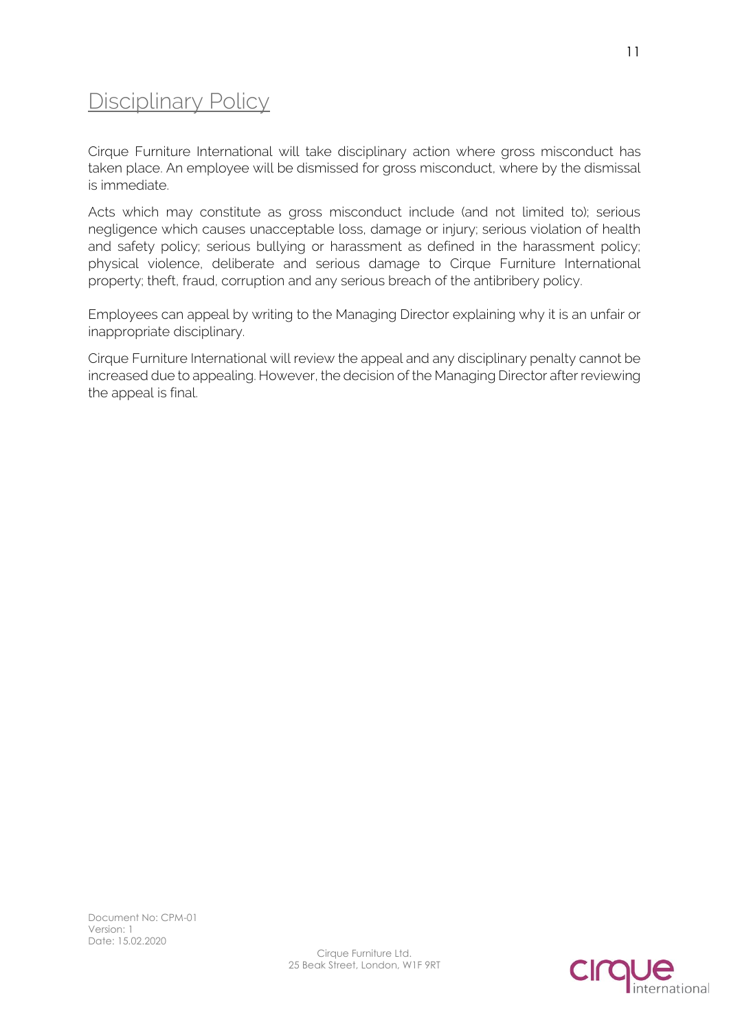# Disciplinary Policy

Cirque Furniture International will take disciplinary action where gross misconduct has taken place. An employee will be dismissed for gross misconduct, where by the dismissal is immediate.

Acts which may constitute as gross misconduct include (and not limited to); serious negligence which causes unacceptable loss, damage or injury; serious violation of health and safety policy; serious bullying or harassment as defined in the harassment policy; physical violence, deliberate and serious damage to Cirque Furniture International property; theft, fraud, corruption and any serious breach of the antibribery policy.

Employees can appeal by writing to the Managing Director explaining why it is an unfair or inappropriate disciplinary.

Cirque Furniture International will review the appeal and any disciplinary penalty cannot be increased due to appealing. However, the decision of the Managing Director after reviewing the appeal is final.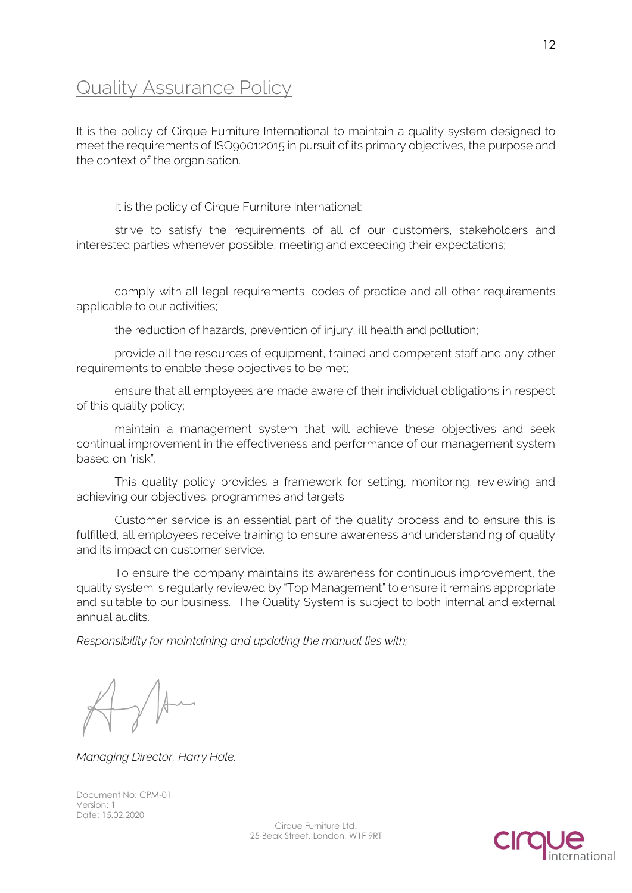# Quality Assurance Policy

It is the policy of Cirque Furniture International to maintain a quality system designed to meet the requirements of ISO9001:2015 in pursuit of its primary objectives, the purpose and the context of the organisation.

It is the policy of Cirque Furniture International:

strive to satisfy the requirements of all of our customers, stakeholders and interested parties whenever possible, meeting and exceeding their expectations;

comply with all legal requirements, codes of practice and all other requirements applicable to our activities;

the reduction of hazards, prevention of injury, ill health and pollution;

provide all the resources of equipment, trained and competent staff and any other requirements to enable these objectives to be met;

ensure that all employees are made aware of their individual obligations in respect of this quality policy;

maintain a management system that will achieve these objectives and seek continual improvement in the effectiveness and performance of our management system based on "risk".

This quality policy provides a framework for setting, monitoring, reviewing and achieving our objectives, programmes and targets.

Customer service is an essential part of the quality process and to ensure this is fulfilled, all employees receive training to ensure awareness and understanding of quality and its impact on customer service.

To ensure the company maintains its awareness for continuous improvement, the quality system is regularly reviewed by "Top Management" to ensure it remains appropriate and suitable to our business. The Quality System is subject to both internal and external annual audits.

*Responsibility for maintaining and updating the manual lies with;*

*Managing Director, Harry Hale.*

Document No: CPM-01
Version: 1
Date: 15.02.2020

Cirque Furniture Ltd.
25 Beak Street, London, W1F 9RT